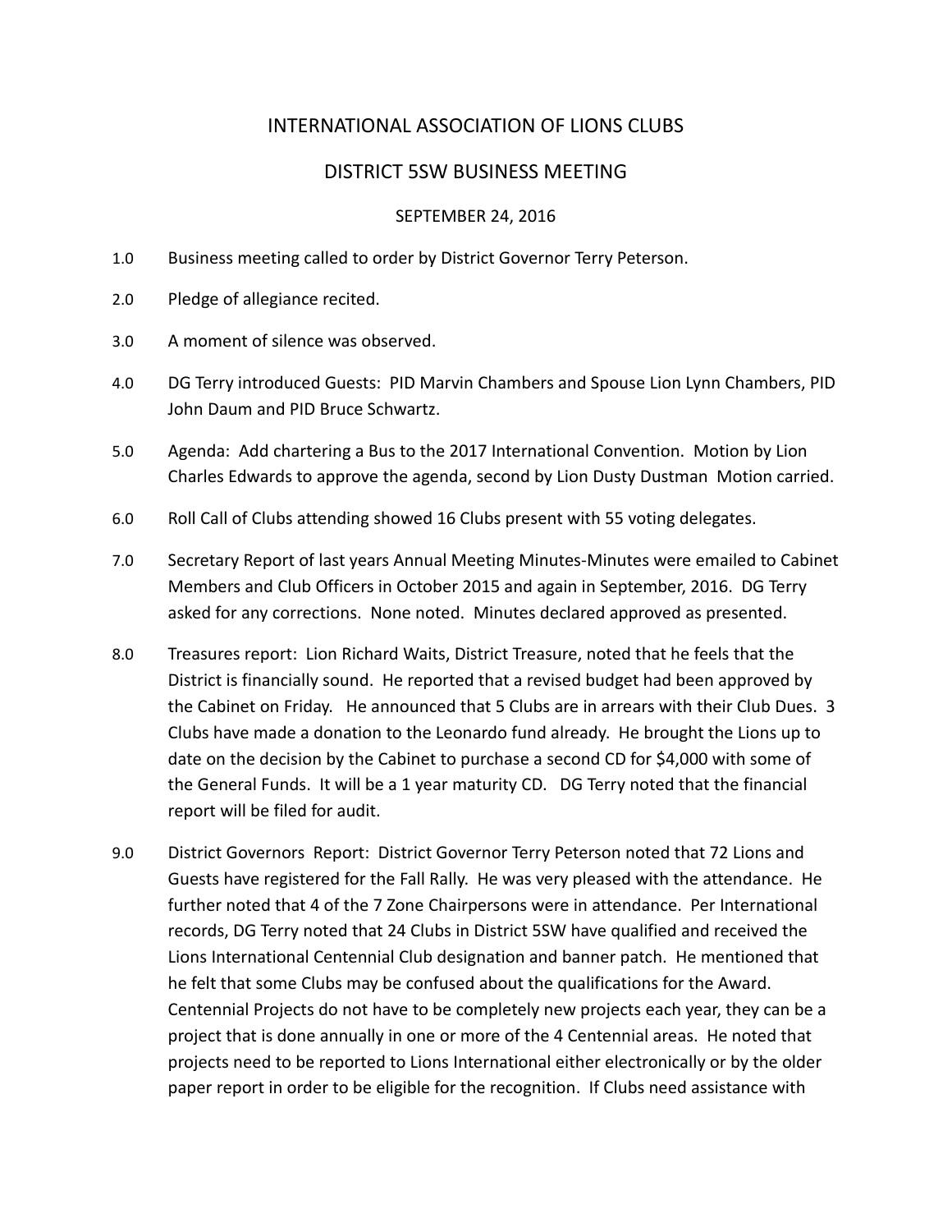# INTERNATIONAL ASSOCIATION OF LIONS CLUBS

## DISTRICT 5SW BUSINESS MEETING

SEPTEMBER 24, 2016

1.0 Business meeting called to order by District Governor Terry Peterson.

2.0 Pledge of allegiance recited.

3.0 A moment of silence was observed.

4.0 DG Terry introduced Guests: PID Marvin Chambers and Spouse Lion Lynn Chambers, PID John Daum and PID Bruce Schwartz.

5.0 Agenda: Add chartering a Bus to the 2017 International Convention. Motion by Lion Charles Edwards to approve the agenda, second by Lion Dusty Dustman Motion carried.

6.0 Roll Call of Clubs attending showed 16 Clubs present with 55 voting delegates.

7.0 Secretary Report of last years Annual Meeting Minutes-Minutes were emailed to Cabinet Members and Club Officers in October 2015 and again in September, 2016. DG Terry asked for any corrections. None noted. Minutes declared approved as presented.

8.0 Treasures report: Lion Richard Waits, District Treasure, noted that he feels that the District is financially sound. He reported that a revised budget had been approved by the Cabinet on Friday. He announced that 5 Clubs are in arrears with their Club Dues. 3 Clubs have made a donation to the Leonardo fund already. He brought the Lions up to date on the decision by the Cabinet to purchase a second CD for $4,000 with some of the General Funds. It will be a 1 year maturity CD. DG Terry noted that the financial report will be filed for audit.

9.0 District Governors Report: District Governor Terry Peterson noted that 72 Lions and Guests have registered for the Fall Rally. He was very pleased with the attendance. He further noted that 4 of the 7 Zone Chairpersons were in attendance. Per International records, DG Terry noted that 24 Clubs in District 5SW have qualified and received the Lions International Centennial Club designation and banner patch. He mentioned that he felt that some Clubs may be confused about the qualifications for the Award. Centennial Projects do not have to be completely new projects each year, they can be a project that is done annually in one or more of the 4 Centennial areas. He noted that projects need to be reported to Lions International either electronically or by the older paper report in order to be eligible for the recognition. If Clubs need assistance with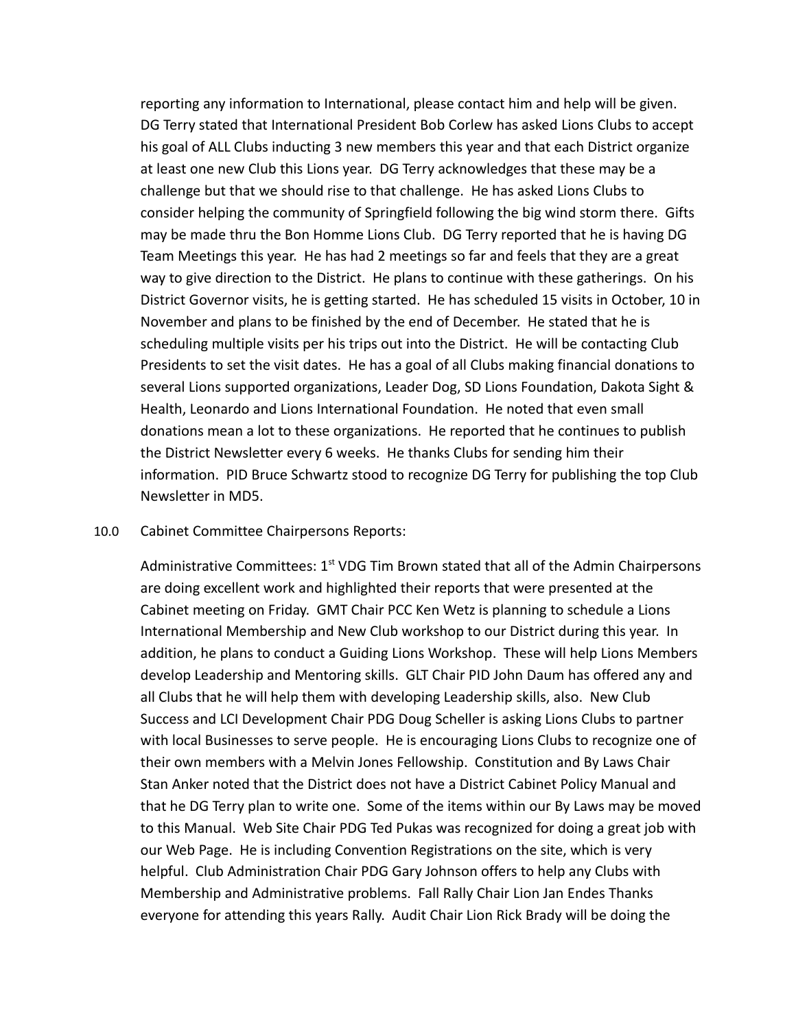reporting any information to International, please contact him and help will be given. DG Terry stated that International President Bob Corlew has asked Lions Clubs to accept his goal of ALL Clubs inducting 3 new members this year and that each District organize at least one new Club this Lions year. DG Terry acknowledges that these may be a challenge but that we should rise to that challenge. He has asked Lions Clubs to consider helping the community of Springfield following the big wind storm there. Gifts may be made thru the Bon Homme Lions Club. DG Terry reported that he is having DG Team Meetings this year. He has had 2 meetings so far and feels that they are a great way to give direction to the District. He plans to continue with these gatherings. On his District Governor visits, he is getting started. He has scheduled 15 visits in October, 10 in November and plans to be finished by the end of December. He stated that he is scheduling multiple visits per his trips out into the District. He will be contacting Club Presidents to set the visit dates. He has a goal of all Clubs making financial donations to several Lions supported organizations, Leader Dog, SD Lions Foundation, Dakota Sight & Health, Leonardo and Lions International Foundation. He noted that even small donations mean a lot to these organizations. He reported that he continues to publish the District Newsletter every 6 weeks. He thanks Clubs for sending him their information. PID Bruce Schwartz stood to recognize DG Terry for publishing the top Club Newsletter in MD5.

10.0 Cabinet Committee Chairpersons Reports:

Administrative Committees: 1st VDG Tim Brown stated that all of the Admin Chairpersons are doing excellent work and highlighted their reports that were presented at the Cabinet meeting on Friday. GMT Chair PCC Ken Wetz is planning to schedule a Lions International Membership and New Club workshop to our District during this year. In addition, he plans to conduct a Guiding Lions Workshop. These will help Lions Members develop Leadership and Mentoring skills. GLT Chair PID John Daum has offered any and all Clubs that he will help them with developing Leadership skills, also. New Club Success and LCI Development Chair PDG Doug Scheller is asking Lions Clubs to partner with local Businesses to serve people. He is encouraging Lions Clubs to recognize one of their own members with a Melvin Jones Fellowship. Constitution and By Laws Chair Stan Anker noted that the District does not have a District Cabinet Policy Manual and that he DG Terry plan to write one. Some of the items within our By Laws may be moved to this Manual. Web Site Chair PDG Ted Pukas was recognized for doing a great job with our Web Page. He is including Convention Registrations on the site, which is very helpful. Club Administration Chair PDG Gary Johnson offers to help any Clubs with Membership and Administrative problems. Fall Rally Chair Lion Jan Endes Thanks everyone for attending this years Rally. Audit Chair Lion Rick Brady will be doing the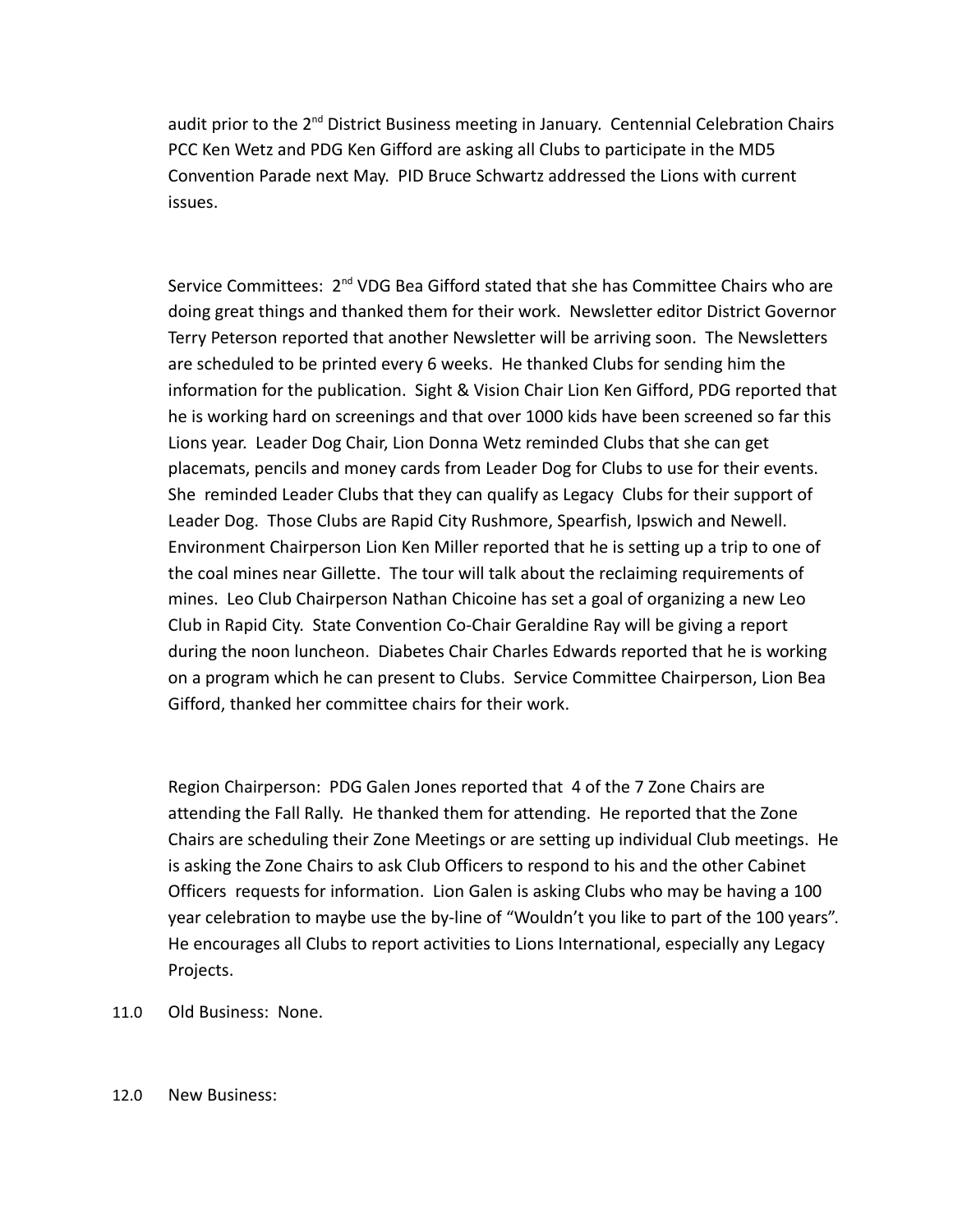audit prior to the 2nd District Business meeting in January. Centennial Celebration Chairs PCC Ken Wetz and PDG Ken Gifford are asking all Clubs to participate in the MD5 Convention Parade next May. PID Bruce Schwartz addressed the Lions with current issues.

Service Committees: 2nd VDG Bea Gifford stated that she has Committee Chairs who are doing great things and thanked them for their work. Newsletter editor District Governor Terry Peterson reported that another Newsletter will be arriving soon. The Newsletters are scheduled to be printed every 6 weeks. He thanked Clubs for sending him the information for the publication. Sight & Vision Chair Lion Ken Gifford, PDG reported that he is working hard on screenings and that over 1000 kids have been screened so far this Lions year. Leader Dog Chair, Lion Donna Wetz reminded Clubs that she can get placemats, pencils and money cards from Leader Dog for Clubs to use for their events. She reminded Leader Clubs that they can qualify as Legacy Clubs for their support of Leader Dog. Those Clubs are Rapid City Rushmore, Spearfish, Ipswich and Newell. Environment Chairperson Lion Ken Miller reported that he is setting up a trip to one of the coal mines near Gillette. The tour will talk about the reclaiming requirements of mines. Leo Club Chairperson Nathan Chicoine has set a goal of organizing a new Leo Club in Rapid City. State Convention Co-Chair Geraldine Ray will be giving a report during the noon luncheon. Diabetes Chair Charles Edwards reported that he is working on a program which he can present to Clubs. Service Committee Chairperson, Lion Bea Gifford, thanked her committee chairs for their work.

Region Chairperson: PDG Galen Jones reported that 4 of the 7 Zone Chairs are attending the Fall Rally. He thanked them for attending. He reported that the Zone Chairs are scheduling their Zone Meetings or are setting up individual Club meetings. He is asking the Zone Chairs to ask Club Officers to respond to his and the other Cabinet Officers requests for information. Lion Galen is asking Clubs who may be having a 100 year celebration to maybe use the by-line of "Wouldn't you like to part of the 100 years". He encourages all Clubs to report activities to Lions International, especially any Legacy Projects.

11.0 Old Business: None.

12.0 New Business: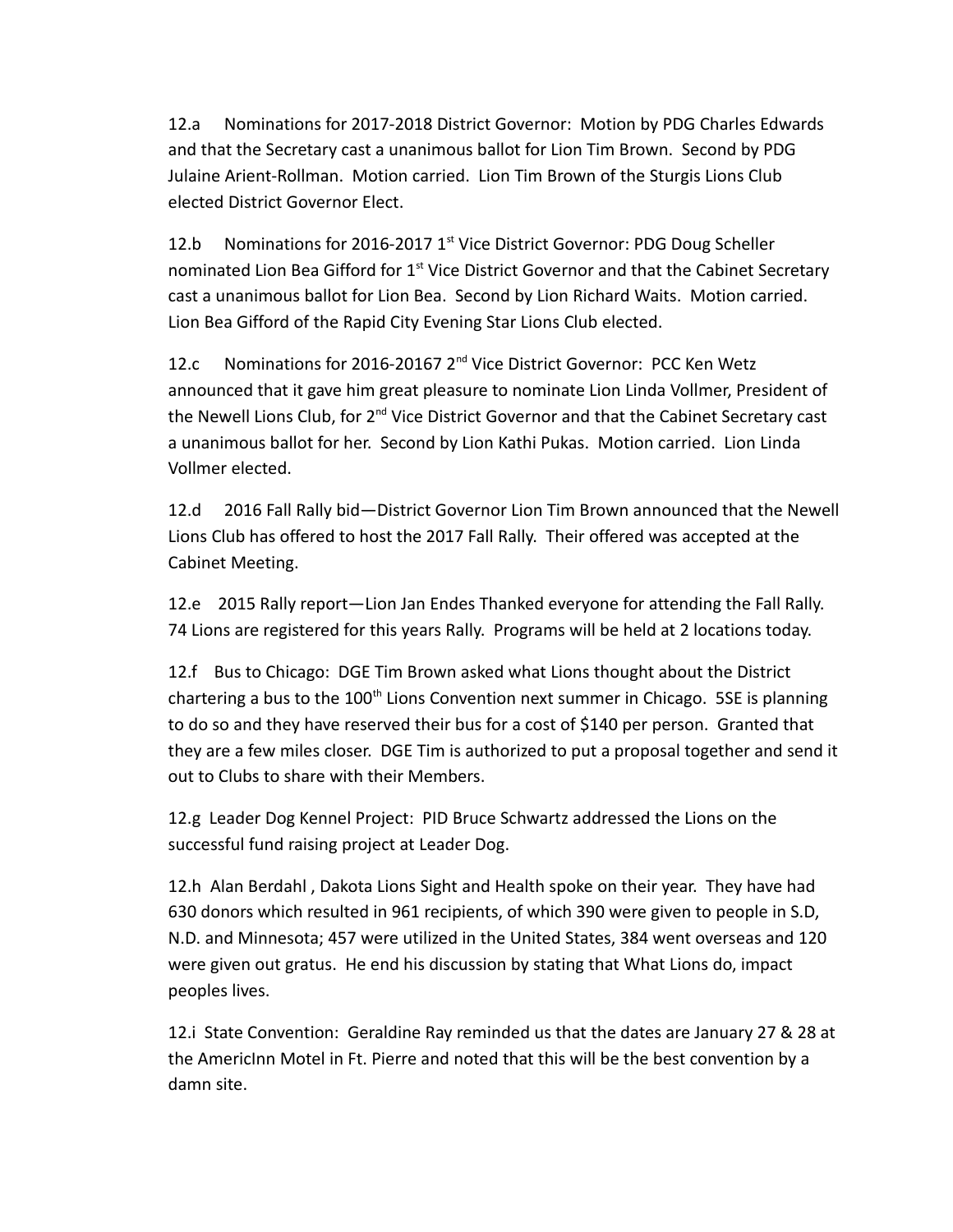12.a Nominations for 2017-2018 District Governor: Motion by PDG Charles Edwards and that the Secretary cast a unanimous ballot for Lion Tim Brown. Second by PDG Julaine Arient-Rollman. Motion carried. Lion Tim Brown of the Sturgis Lions Club elected District Governor Elect.

12.b Nominations for 2016-2017 1st Vice District Governor: PDG Doug Scheller nominated Lion Bea Gifford for 1st Vice District Governor and that the Cabinet Secretary cast a unanimous ballot for Lion Bea. Second by Lion Richard Waits. Motion carried. Lion Bea Gifford of the Rapid City Evening Star Lions Club elected.

12.c Nominations for 2016-20167 2nd Vice District Governor: PCC Ken Wetz announced that it gave him great pleasure to nominate Lion Linda Vollmer, President of the Newell Lions Club, for 2nd Vice District Governor and that the Cabinet Secretary cast a unanimous ballot for her. Second by Lion Kathi Pukas. Motion carried. Lion Linda Vollmer elected.

12.d 2016 Fall Rally bid—District Governor Lion Tim Brown announced that the Newell Lions Club has offered to host the 2017 Fall Rally. Their offered was accepted at the Cabinet Meeting.

12.e 2015 Rally report—Lion Jan Endes Thanked everyone for attending the Fall Rally. 74 Lions are registered for this years Rally. Programs will be held at 2 locations today.

12.f Bus to Chicago: DGE Tim Brown asked what Lions thought about the District chartering a bus to the 100th Lions Convention next summer in Chicago. 5SE is planning to do so and they have reserved their bus for a cost of $140 per person. Granted that they are a few miles closer. DGE Tim is authorized to put a proposal together and send it out to Clubs to share with their Members.

12.g Leader Dog Kennel Project: PID Bruce Schwartz addressed the Lions on the successful fund raising project at Leader Dog.

12.h Alan Berdahl , Dakota Lions Sight and Health spoke on their year. They have had 630 donors which resulted in 961 recipients, of which 390 were given to people in S.D, N.D. and Minnesota; 457 were utilized in the United States, 384 went overseas and 120 were given out gratus. He end his discussion by stating that What Lions do, impact peoples lives.

12.i State Convention: Geraldine Ray reminded us that the dates are January 27 & 28 at the AmericInn Motel in Ft. Pierre and noted that this will be the best convention by a damn site.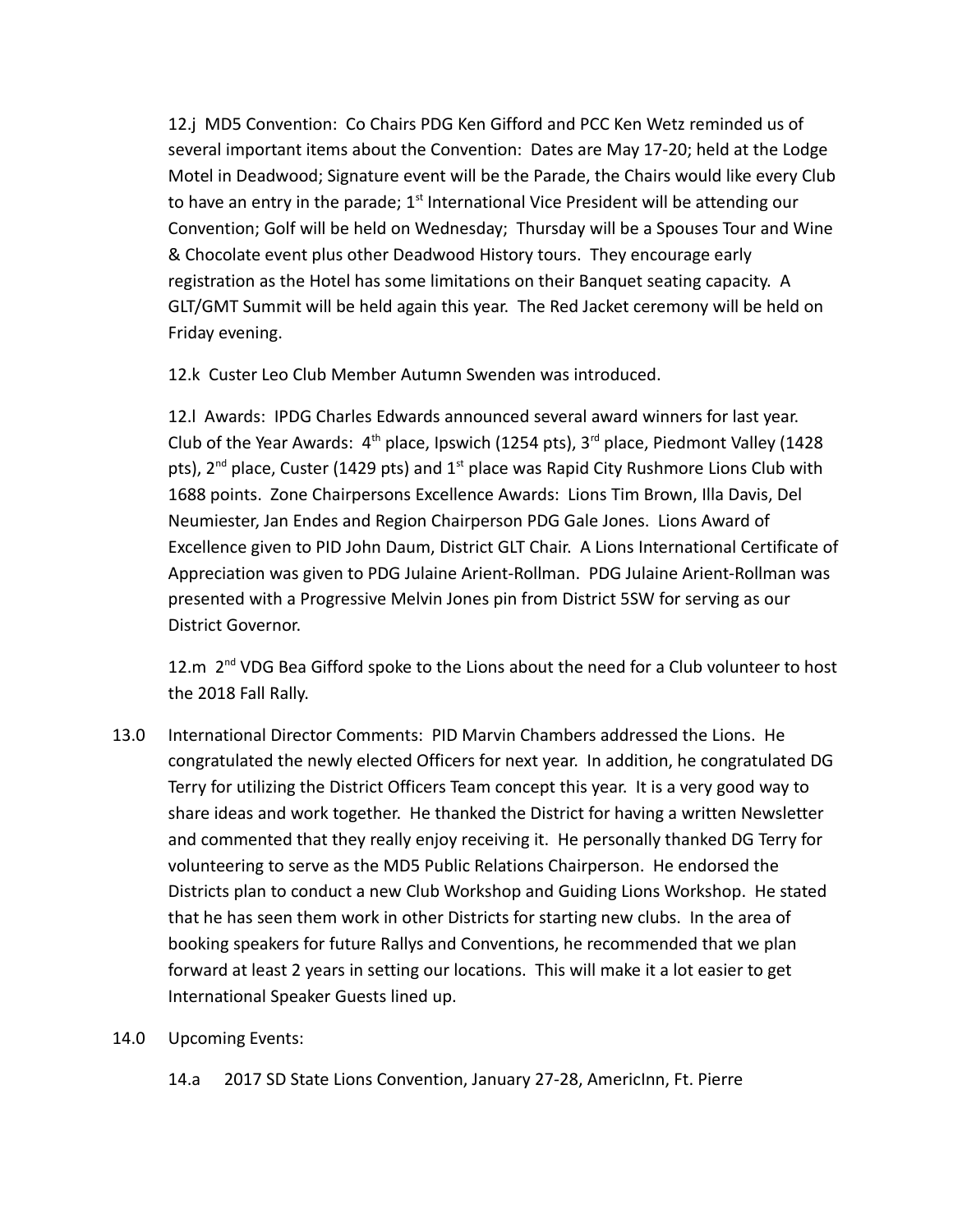12.j MD5 Convention: Co Chairs PDG Ken Gifford and PCC Ken Wetz reminded us of several important items about the Convention: Dates are May 17-20; held at the Lodge Motel in Deadwood; Signature event will be the Parade, the Chairs would like every Club to have an entry in the parade; 1st International Vice President will be attending our Convention; Golf will be held on Wednesday; Thursday will be a Spouses Tour and Wine & Chocolate event plus other Deadwood History tours. They encourage early registration as the Hotel has some limitations on their Banquet seating capacity. A GLT/GMT Summit will be held again this year. The Red Jacket ceremony will be held on Friday evening.

12.k Custer Leo Club Member Autumn Swenden was introduced.

12.l Awards: IPDG Charles Edwards announced several award winners for last year. Club of the Year Awards: 4th place, Ipswich (1254 pts), 3rd place, Piedmont Valley (1428 pts), 2nd place, Custer (1429 pts) and 1st place was Rapid City Rushmore Lions Club with 1688 points. Zone Chairpersons Excellence Awards: Lions Tim Brown, Illa Davis, Del Neumiester, Jan Endes and Region Chairperson PDG Gale Jones. Lions Award of Excellence given to PID John Daum, District GLT Chair. A Lions International Certificate of Appreciation was given to PDG Julaine Arient-Rollman. PDG Julaine Arient-Rollman was presented with a Progressive Melvin Jones pin from District 5SW for serving as our District Governor.

12.m 2nd VDG Bea Gifford spoke to the Lions about the need for a Club volunteer to host the 2018 Fall Rally.

13.0 International Director Comments: PID Marvin Chambers addressed the Lions. He congratulated the newly elected Officers for next year. In addition, he congratulated DG Terry for utilizing the District Officers Team concept this year. It is a very good way to share ideas and work together. He thanked the District for having a written Newsletter and commented that they really enjoy receiving it. He personally thanked DG Terry for volunteering to serve as the MD5 Public Relations Chairperson. He endorsed the Districts plan to conduct a new Club Workshop and Guiding Lions Workshop. He stated that he has seen them work in other Districts for starting new clubs. In the area of booking speakers for future Rallys and Conventions, he recommended that we plan forward at least 2 years in setting our locations. This will make it a lot easier to get International Speaker Guests lined up.

14.0 Upcoming Events:

14.a 2017 SD State Lions Convention, January 27-28, AmericInn, Ft. Pierre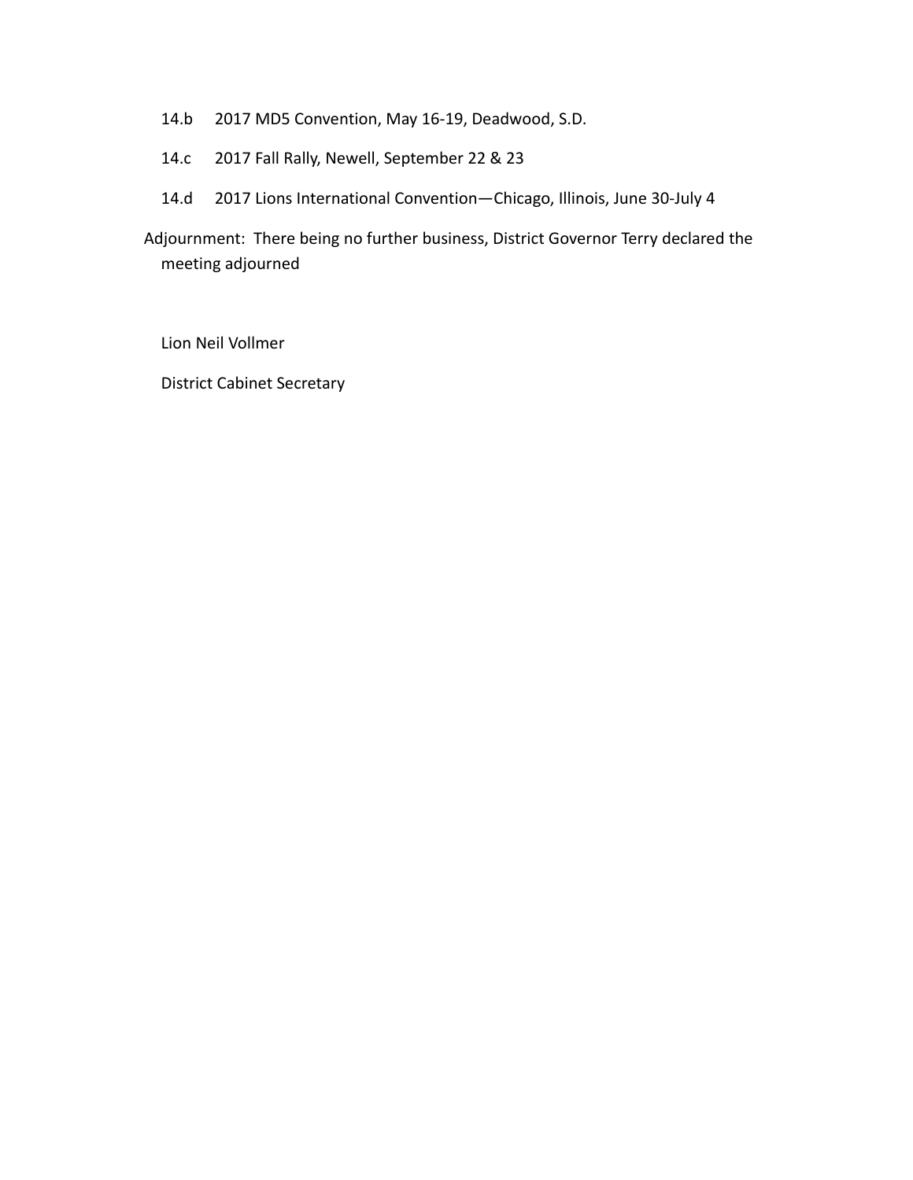14.b 2017 MD5 Convention, May 16-19, Deadwood, S.D.

14.c 2017 Fall Rally, Newell, September 22 & 23

14.d 2017 Lions International Convention—Chicago, Illinois, June 30-July 4

Adjournment: There being no further business, District Governor Terry declared the meeting adjourned

Lion Neil Vollmer

District Cabinet Secretary